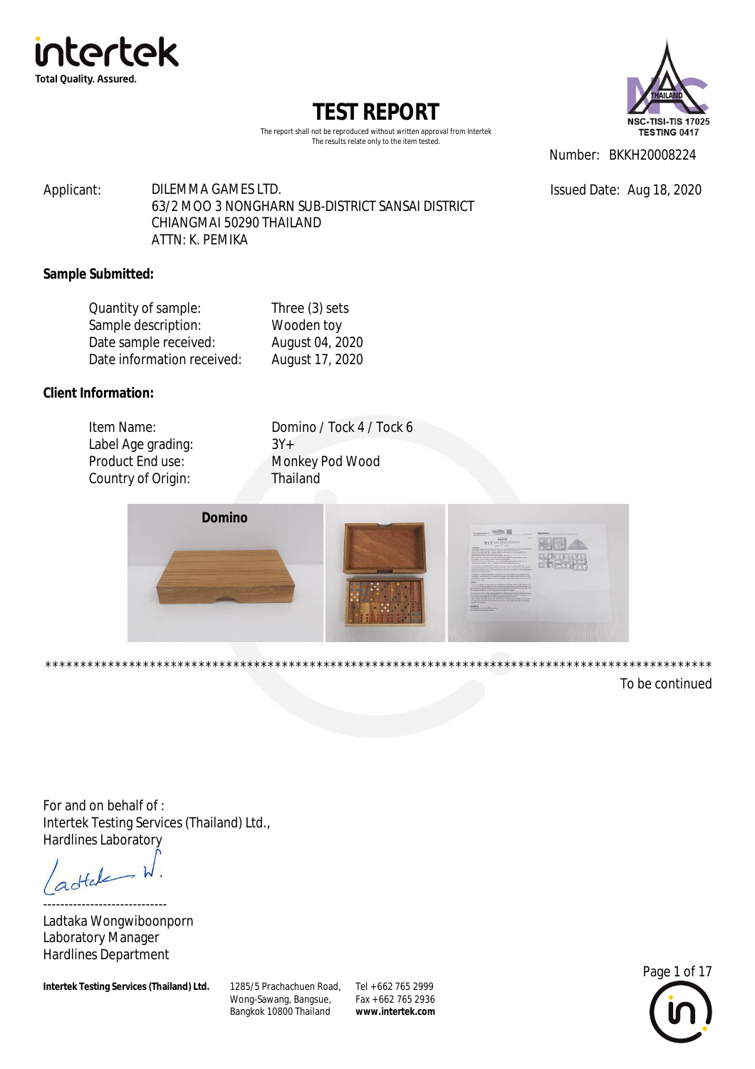intertek
Total Quality. Assured.

# TEST REPORT

The report shall not be reproduced without written approval from Intertek
The results relate only to the item tested.

NSC-TISI-TIS 17025
TESTING 0417

Number: BKKH20008224

Applicant: DILEMMA GAMES LTD.
63/2 MOO 3 NONGHARN SUB-DISTRICT SANSAI DISTRICT
CHIANGMAI 50290 THAILAND
ATTN: K. PEMIKA

Issued Date: Aug 18, 2020

**Sample Submitted:**

| | |
|---|---|
| Quantity of sample: | Three (3) sets |
| Sample description: | Wooden toy |
| Date sample received: | August 04, 2020 |
| Date information received: | August 17, 2020 |

**Client Information:**

| | |
|---|---|
| Item Name: | Domino / Tock 4 / Tock 6 |
| Label Age grading: | 3Y+ |
| Product End use: | Monkey Pod Wood |
| Country of Origin: | Thailand |

**Domino**

****************************************************************************************************

To be continued

For and on behalf of :
Intertek Testing Services (Thailand) Ltd.,
Hardlines Laboratory

-----------------------------
Ladtaka Wongwiboonporn
Laboratory Manager
Hardlines Department

**Intertek Testing Services (Thailand) Ltd.** 1285/5 Prachachuen Road, Wong-Sawang, Bangsue, Bangkok 10800 Thailand Tel +662 765 2999 Fax +662 765 2936 **www.intertek.com**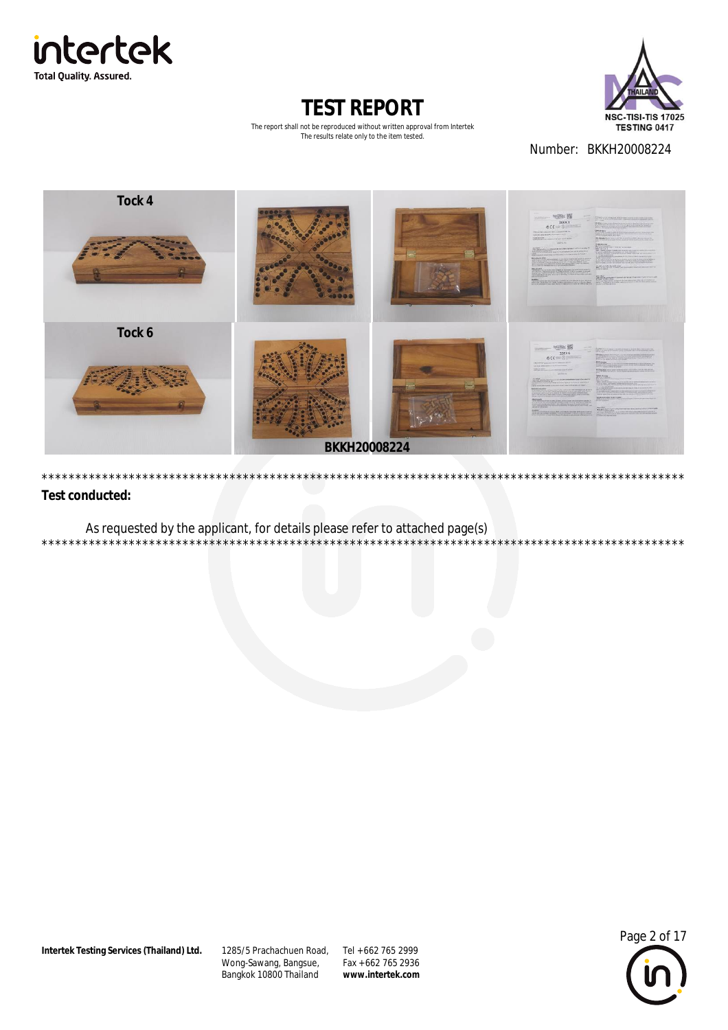# TEST REPORT

The report shall not be reproduced without written approval from Intertek
The results relate only to the item tested.

Number: BKKH20008224

Tock 4

Tock 6

BKKH20008224

\*\*\*\*\*\*\*\*\*\*\*\*\*\*\*\*\*\*\*\*\*\*\*\*\*\*\*\*\*\*\*\*\*\*\*\*\*\*\*\*\*\*\*\*\*\*\*\*\*\*\*\*\*\*\*\*\*\*\*\*\*\*\*\*\*\*\*\*\*\*\*\*\*\*\*\*\*\*\*\*\*\*\*\*\*\*\*\*\*\*\*\*\*\*\*\*

**Test conducted:**

As requested by the applicant, for details please refer to attached page(s)

\*\*\*\*\*\*\*\*\*\*\*\*\*\*\*\*\*\*\*\*\*\*\*\*\*\*\*\*\*\*\*\*\*\*\*\*\*\*\*\*\*\*\*\*\*\*\*\*\*\*\*\*\*\*\*\*\*\*\*\*\*\*\*\*\*\*\*\*\*\*\*\*\*\*\*\*\*\*\*\*\*\*\*\*\*\*\*\*\*\*\*\*\*\*\*\*

**Intertek Testing Services (Thailand) Ltd.** 1285/5 Prachachuen Road, Wong-Sawang, Bangsue, Bangkok 10800 Thailand Tel +662 765 2999 Fax +662 765 2936 **www.intertek.com**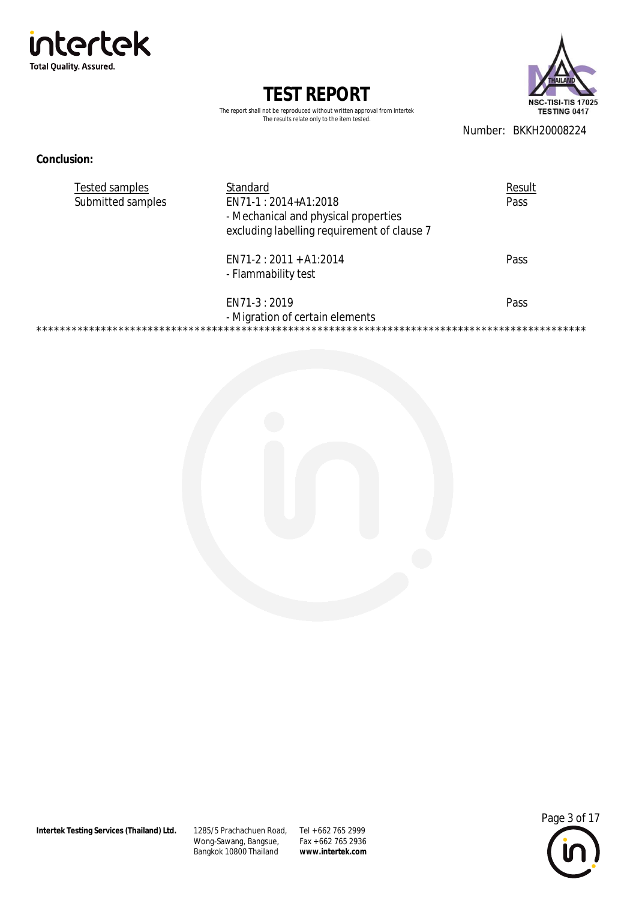**TEST REPORT**

The report shall not be reproduced without written approval from Intertek
The results relate only to the item tested.

Number: BKKH20008224

**Conclusion:**

| Tested samples | Standard | Result |
|---|---|---|
| Submitted samples | EN71-1 : 2014+A1:2018<br>- Mechanical and physical properties excluding labelling requirement of clause 7 | Pass |
| | EN71-2 : 2011 + A1:2014<br>- Flammability test | Pass |
| | EN71-3 : 2019<br>- Migration of certain elements | Pass |

**************************************************************************************************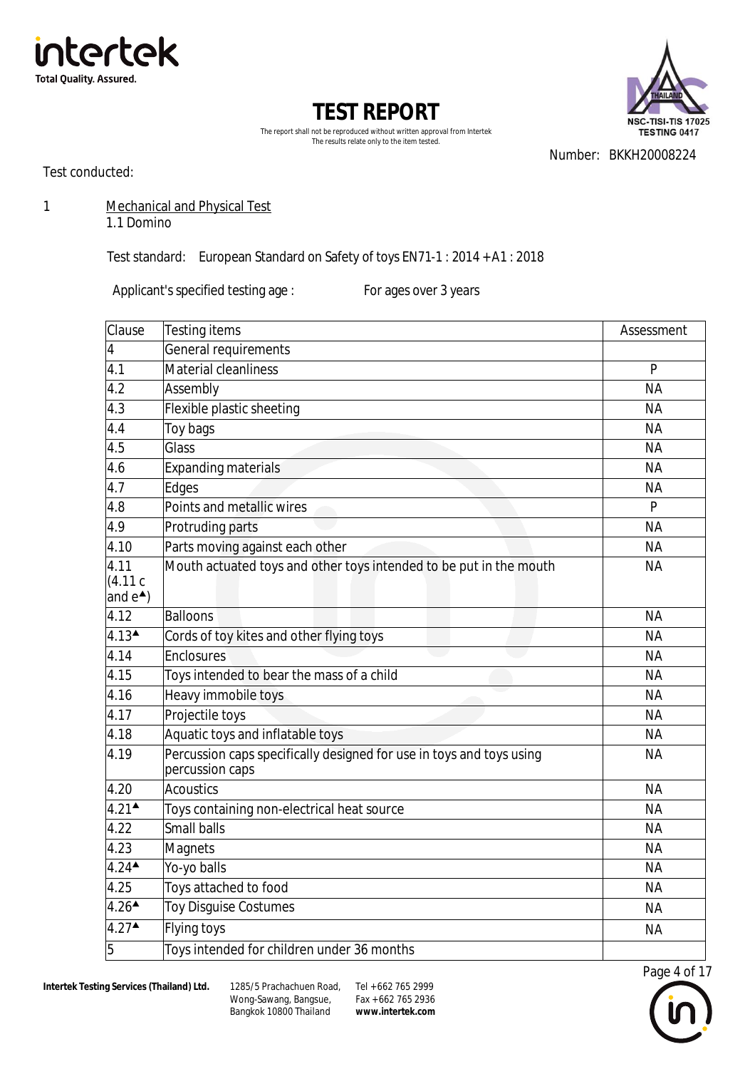# TEST REPORT

The report shall not be reproduced without written approval from Intertek
The results relate only to the item tested.

Number: BKKH20008224

Test conducted:

1 Mechanical and Physical Test

1.1 Domino

Test standard: European Standard on Safety of toys EN71-1 : 2014 +A1 : 2018

Applicant's specified testing age : For ages over 3 years

| Clause | Testing items | Assessment |
|---|---|---|
| 4 | General requirements | |
| 4.1 | Material cleanliness | P |
| 4.2 | Assembly | NA |
| 4.3 | Flexible plastic sheeting | NA |
| 4.4 | Toy bags | NA |
| 4.5 | Glass | NA |
| 4.6 | Expanding materials | NA |
| 4.7 | Edges | NA |
| 4.8 | Points and metallic wires | P |
| 4.9 | Protruding parts | NA |
| 4.10 | Parts moving against each other | NA |
| 4.11 (4.11 c and e▲) | Mouth actuated toys and other toys intended to be put in the mouth | NA |
| 4.12 | Balloons | NA |
| 4.13▲ | Cords of toy kites and other flying toys | NA |
| 4.14 | Enclosures | NA |
| 4.15 | Toys intended to bear the mass of a child | NA |
| 4.16 | Heavy immobile toys | NA |
| 4.17 | Projectile toys | NA |
| 4.18 | Aquatic toys and inflatable toys | NA |
| 4.19 | Percussion caps specifically designed for use in toys and toys using percussion caps | NA |
| 4.20 | Acoustics | NA |
| 4.21▲ | Toys containing non-electrical heat source | NA |
| 4.22 | Small balls | NA |
| 4.23 | Magnets | NA |
| 4.24▲ | Yo-yo balls | NA |
| 4.25 | Toys attached to food | NA |
| 4.26▲ | Toy Disguise Costumes | NA |
| 4.27▲ | Flying toys | NA |
| 5 | Toys intended for children under 36 months | |

Intertek Testing Services (Thailand) Ltd. 1285/5 Prachachuen Road, Wong-Sawang, Bangsue, Bangkok 10800 Thailand Tel +662 765 2999 Fax +662 765 2936 www.intertek.com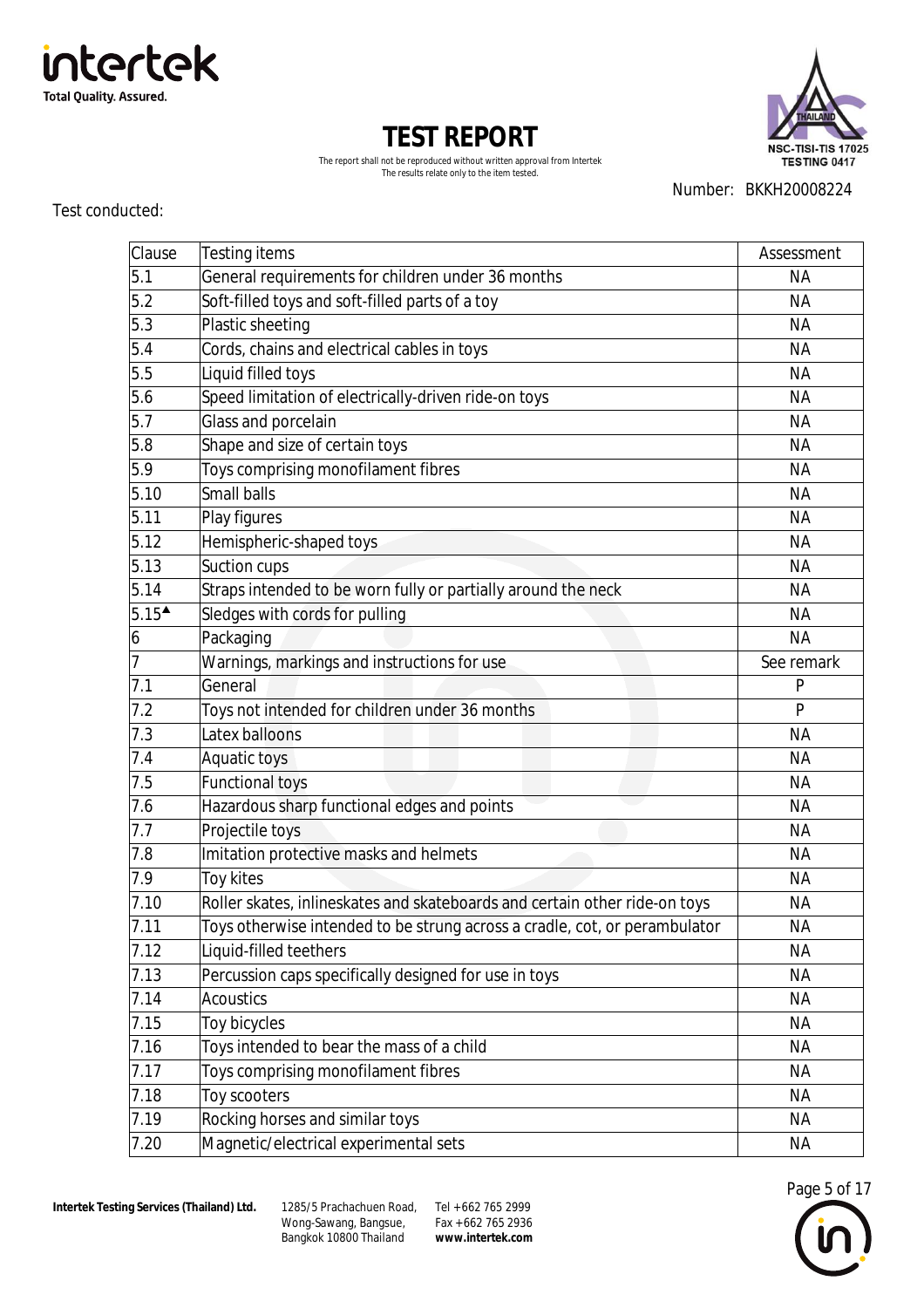# TEST REPORT

The report shall not be reproduced without written approval from Intertek
The results relate only to the item tested.

Number: BKKH20008224

Test conducted:

| Clause | Testing items | Assessment |
|---|---|---|
| 5.1 | General requirements for children under 36 months | NA |
| 5.2 | Soft-filled toys and soft-filled parts of a toy | NA |
| 5.3 | Plastic sheeting | NA |
| 5.4 | Cords, chains and electrical cables in toys | NA |
| 5.5 | Liquid filled toys | NA |
| 5.6 | Speed limitation of electrically-driven ride-on toys | NA |
| 5.7 | Glass and porcelain | NA |
| 5.8 | Shape and size of certain toys | NA |
| 5.9 | Toys comprising monofilament fibres | NA |
| 5.10 | Small balls | NA |
| 5.11 | Play figures | NA |
| 5.12 | Hemispheric-shaped toys | NA |
| 5.13 | Suction cups | NA |
| 5.14 | Straps intended to be worn fully or partially around the neck | NA |
| 5.15▲ | Sledges with cords for pulling | NA |
| 6 | Packaging | NA |
| 7 | Warnings, markings and instructions for use | See remark |
| 7.1 | General | P |
| 7.2 | Toys not intended for children under 36 months | P |
| 7.3 | Latex balloons | NA |
| 7.4 | Aquatic toys | NA |
| 7.5 | Functional toys | NA |
| 7.6 | Hazardous sharp functional edges and points | NA |
| 7.7 | Projectile toys | NA |
| 7.8 | Imitation protective masks and helmets | NA |
| 7.9 | Toy kites | NA |
| 7.10 | Roller skates, inlineskates and skateboards and certain other ride-on toys | NA |
| 7.11 | Toys otherwise intended to be strung across a cradle, cot, or perambulator | NA |
| 7.12 | Liquid-filled teethers | NA |
| 7.13 | Percussion caps specifically designed for use in toys | NA |
| 7.14 | Acoustics | NA |
| 7.15 | Toy bicycles | NA |
| 7.16 | Toys intended to bear the mass of a child | NA |
| 7.17 | Toys comprising monofilament fibres | NA |
| 7.18 | Toy scooters | NA |
| 7.19 | Rocking horses and similar toys | NA |
| 7.20 | Magnetic/electrical experimental sets | NA |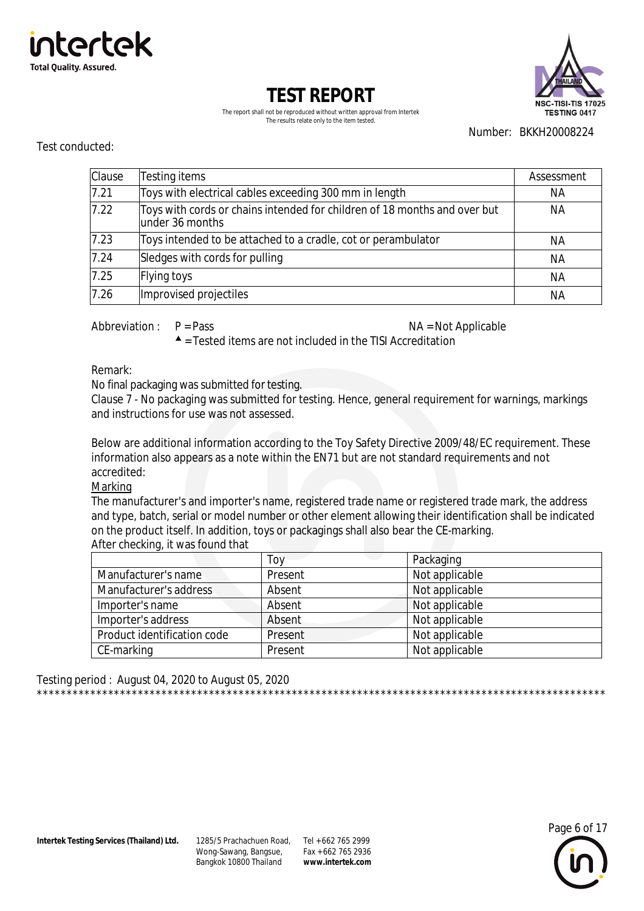# TEST REPORT

The report shall not be reproduced without written approval from Intertek
The results relate only to the item tested.

Number: BKKH20008224

Test conducted:

| Clause | Testing items | Assessment |
|---|---|---|
| 7.21 | Toys with electrical cables exceeding 300 mm in length | NA |
| 7.22 | Toys with cords or chains intended for children of 18 months and over but under 36 months | NA |
| 7.23 | Toys intended to be attached to a cradle, cot or perambulator | NA |
| 7.24 | Sledges with cords for pulling | NA |
| 7.25 | Flying toys | NA |
| 7.26 | Improvised projectiles | NA |

Abbreviation : P = Pass NA = Not Applicable
▲ = Tested items are not included in the TISI Accreditation

Remark:
No final packaging was submitted for testing.
Clause 7 - No packaging was submitted for testing. Hence, general requirement for warnings, markings and instructions for use was not assessed.

Below are additional information according to the Toy Safety Directive 2009/48/EC requirement. These information also appears as a note within the EN71 but are not standard requirements and not accredited:

Marking

The manufacturer's and importer's name, registered trade name or registered trade mark, the address and type, batch, serial or model number or other element allowing their identification shall be indicated on the product itself. In addition, toys or packagings shall also bear the CE-marking.
After checking, it was found that

| | Toy | Packaging |
|---|---|---|
| Manufacturer's name | Present | Not applicable |
| Manufacturer's address | Absent | Not applicable |
| Importer's name | Absent | Not applicable |
| Importer's address | Absent | Not applicable |
| Product identification code | Present | Not applicable |
| CE-marking | Present | Not applicable |

Testing period : August 04, 2020 to August 05, 2020
**************************************************************************************************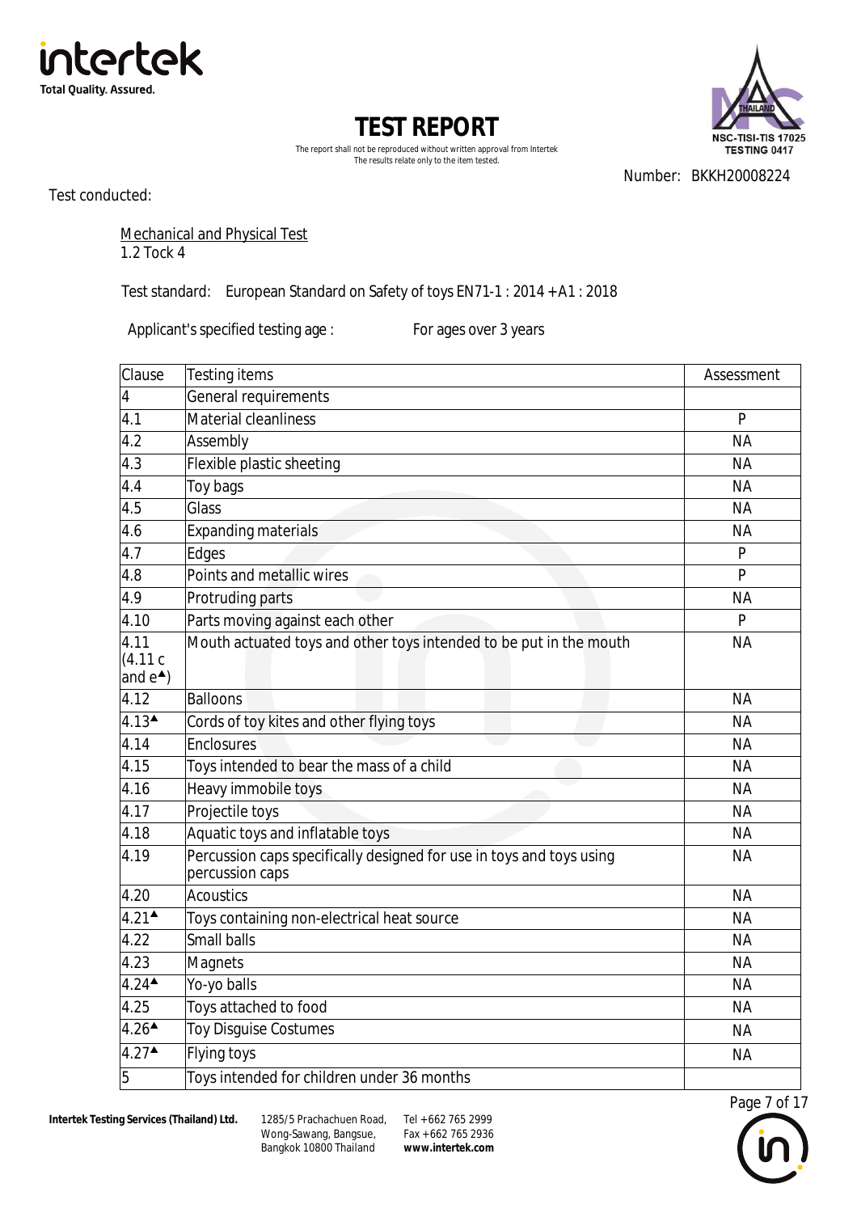# TEST REPORT

The report shall not be reproduced without written approval from Intertek
The results relate only to the item tested.

Number: BKKH20008224

Test conducted:

Mechanical and Physical Test
1.2 Tock 4

Test standard: European Standard on Safety of toys EN71-1 : 2014 +A1 : 2018

Applicant's specified testing age : For ages over 3 years

| Clause | Testing items | Assessment |
|---|---|---|
| 4 | General requirements | |
| 4.1 | Material cleanliness | P |
| 4.2 | Assembly | NA |
| 4.3 | Flexible plastic sheeting | NA |
| 4.4 | Toy bags | NA |
| 4.5 | Glass | NA |
| 4.6 | Expanding materials | NA |
| 4.7 | Edges | P |
| 4.8 | Points and metallic wires | P |
| 4.9 | Protruding parts | NA |
| 4.10 | Parts moving against each other | P |
| 4.11 (4.11 c and e▲) | Mouth actuated toys and other toys intended to be put in the mouth | NA |
| 4.12 | Balloons | NA |
| 4.13▲ | Cords of toy kites and other flying toys | NA |
| 4.14 | Enclosures | NA |
| 4.15 | Toys intended to bear the mass of a child | NA |
| 4.16 | Heavy immobile toys | NA |
| 4.17 | Projectile toys | NA |
| 4.18 | Aquatic toys and inflatable toys | NA |
| 4.19 | Percussion caps specifically designed for use in toys and toys using percussion caps | NA |
| 4.20 | Acoustics | NA |
| 4.21▲ | Toys containing non-electrical heat source | NA |
| 4.22 | Small balls | NA |
| 4.23 | Magnets | NA |
| 4.24▲ | Yo-yo balls | NA |
| 4.25 | Toys attached to food | NA |
| 4.26▲ | Toy Disguise Costumes | NA |
| 4.27▲ | Flying toys | NA |
| 5 | Toys intended for children under 36 months | |

**Intertek Testing Services (Thailand) Ltd.** 1285/5 Prachachuen Road, Wong-Sawang, Bangsue, Bangkok 10800 Thailand Tel +662 765 2999 Fax +662 765 2936 **www.intertek.com**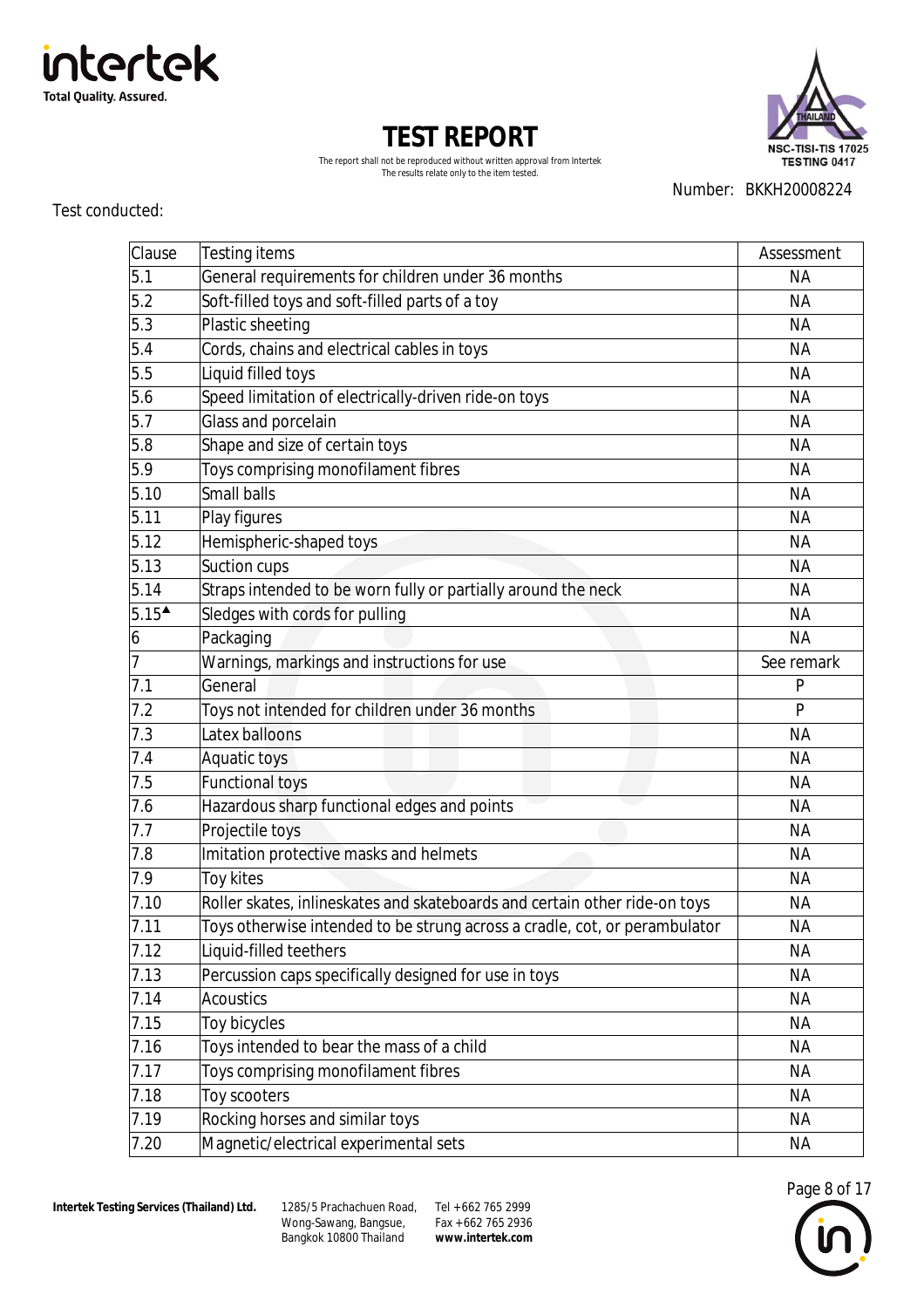# TEST REPORT

The report shall not be reproduced without written approval from Intertek
The results relate only to the item tested.

Number: BKKH20008224

Test conducted:

| Clause | Testing items | Assessment |
|---|---|---|
| 5.1 | General requirements for children under 36 months | NA |
| 5.2 | Soft-filled toys and soft-filled parts of a toy | NA |
| 5.3 | Plastic sheeting | NA |
| 5.4 | Cords, chains and electrical cables in toys | NA |
| 5.5 | Liquid filled toys | NA |
| 5.6 | Speed limitation of electrically-driven ride-on toys | NA |
| 5.7 | Glass and porcelain | NA |
| 5.8 | Shape and size of certain toys | NA |
| 5.9 | Toys comprising monofilament fibres | NA |
| 5.10 | Small balls | NA |
| 5.11 | Play figures | NA |
| 5.12 | Hemispheric-shaped toys | NA |
| 5.13 | Suction cups | NA |
| 5.14 | Straps intended to be worn fully or partially around the neck | NA |
| 5.15▲ | Sledges with cords for pulling | NA |
| 6 | Packaging | NA |
| 7 | Warnings, markings and instructions for use | See remark |
| 7.1 | General | P |
| 7.2 | Toys not intended for children under 36 months | P |
| 7.3 | Latex balloons | NA |
| 7.4 | Aquatic toys | NA |
| 7.5 | Functional toys | NA |
| 7.6 | Hazardous sharp functional edges and points | NA |
| 7.7 | Projectile toys | NA |
| 7.8 | Imitation protective masks and helmets | NA |
| 7.9 | Toy kites | NA |
| 7.10 | Roller skates, inlineskates and skateboards and certain other ride-on toys | NA |
| 7.11 | Toys otherwise intended to be strung across a cradle, cot, or perambulator | NA |
| 7.12 | Liquid-filled teethers | NA |
| 7.13 | Percussion caps specifically designed for use in toys | NA |
| 7.14 | Acoustics | NA |
| 7.15 | Toy bicycles | NA |
| 7.16 | Toys intended to bear the mass of a child | NA |
| 7.17 | Toys comprising monofilament fibres | NA |
| 7.18 | Toy scooters | NA |
| 7.19 | Rocking horses and similar toys | NA |
| 7.20 | Magnetic/electrical experimental sets | NA |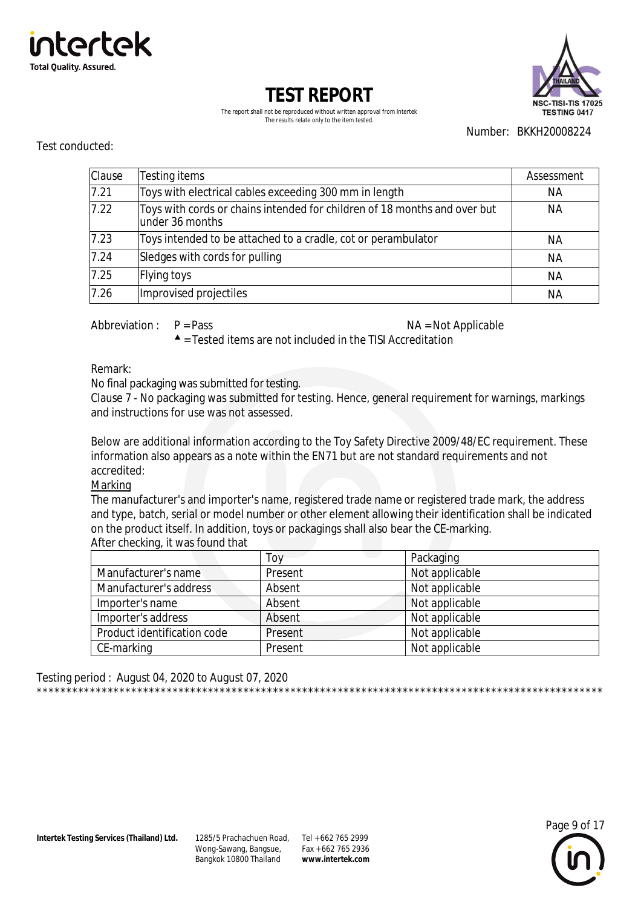# TEST REPORT

The report shall not be reproduced without written approval from Intertek
The results relate only to the item tested.

Number: BKKH20008224

Test conducted:

| Clause | Testing items | Assessment |
|---|---|---|
| 7.21 | Toys with electrical cables exceeding 300 mm in length | NA |
| 7.22 | Toys with cords or chains intended for children of 18 months and over but under 36 months | NA |
| 7.23 | Toys intended to be attached to a cradle, cot or perambulator | NA |
| 7.24 | Sledges with cords for pulling | NA |
| 7.25 | Flying toys | NA |
| 7.26 | Improvised projectiles | NA |

Abbreviation : P = Pass NA = Not Applicable
▲ = Tested items are not included in the TISI Accreditation

Remark:
No final packaging was submitted for testing.
Clause 7 - No packaging was submitted for testing. Hence, general requirement for warnings, markings and instructions for use was not assessed.

Below are additional information according to the Toy Safety Directive 2009/48/EC requirement. These information also appears as a note within the EN71 but are not standard requirements and not accredited:

Marking

The manufacturer's and importer's name, registered trade name or registered trade mark, the address and type, batch, serial or model number or other element allowing their identification shall be indicated on the product itself. In addition, toys or packagings shall also bear the CE-marking.
After checking, it was found that

| | Toy | Packaging |
|---|---|---|
| Manufacturer's name | Present | Not applicable |
| Manufacturer's address | Absent | Not applicable |
| Importer's name | Absent | Not applicable |
| Importer's address | Absent | Not applicable |
| Product identification code | Present | Not applicable |
| CE-marking | Present | Not applicable |

Testing period : August 04, 2020 to August 07, 2020

***************************************************************************************************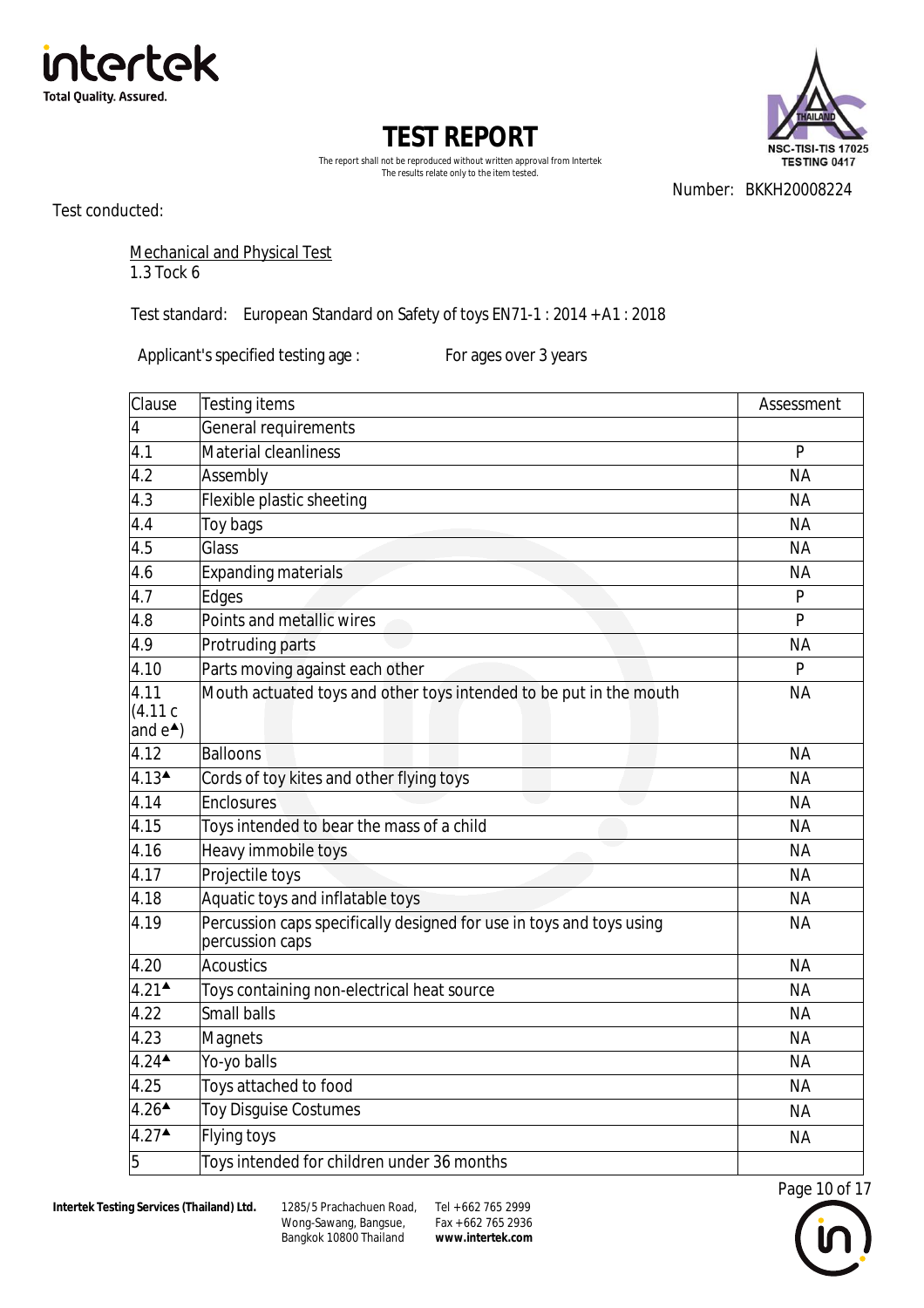# TEST REPORT

The report shall not be reproduced without written approval from Intertek
The results relate only to the item tested.

Number: BKKH20008224

Test conducted:

Mechanical and Physical Test
1.3 Tock 6

Test standard: European Standard on Safety of toys EN71-1 : 2014 + A1 : 2018

Applicant's specified testing age : For ages over 3 years

| Clause | Testing items | Assessment |
|---|---|---|
| 4 | General requirements | |
| 4.1 | Material cleanliness | P |
| 4.2 | Assembly | NA |
| 4.3 | Flexible plastic sheeting | NA |
| 4.4 | Toy bags | NA |
| 4.5 | Glass | NA |
| 4.6 | Expanding materials | NA |
| 4.7 | Edges | P |
| 4.8 | Points and metallic wires | P |
| 4.9 | Protruding parts | NA |
| 4.10 | Parts moving against each other | P |
| 4.11 (4.11 c and e▲) | Mouth actuated toys and other toys intended to be put in the mouth | NA |
| 4.12 | Balloons | NA |
| 4.13▲ | Cords of toy kites and other flying toys | NA |
| 4.14 | Enclosures | NA |
| 4.15 | Toys intended to bear the mass of a child | NA |
| 4.16 | Heavy immobile toys | NA |
| 4.17 | Projectile toys | NA |
| 4.18 | Aquatic toys and inflatable toys | NA |
| 4.19 | Percussion caps specifically designed for use in toys and toys using percussion caps | NA |
| 4.20 | Acoustics | NA |
| 4.21▲ | Toys containing non-electrical heat source | NA |
| 4.22 | Small balls | NA |
| 4.23 | Magnets | NA |
| 4.24▲ | Yo-yo balls | NA |
| 4.25 | Toys attached to food | NA |
| 4.26▲ | Toy Disguise Costumes | NA |
| 4.27▲ | Flying toys | NA |
| 5 | Toys intended for children under 36 months | |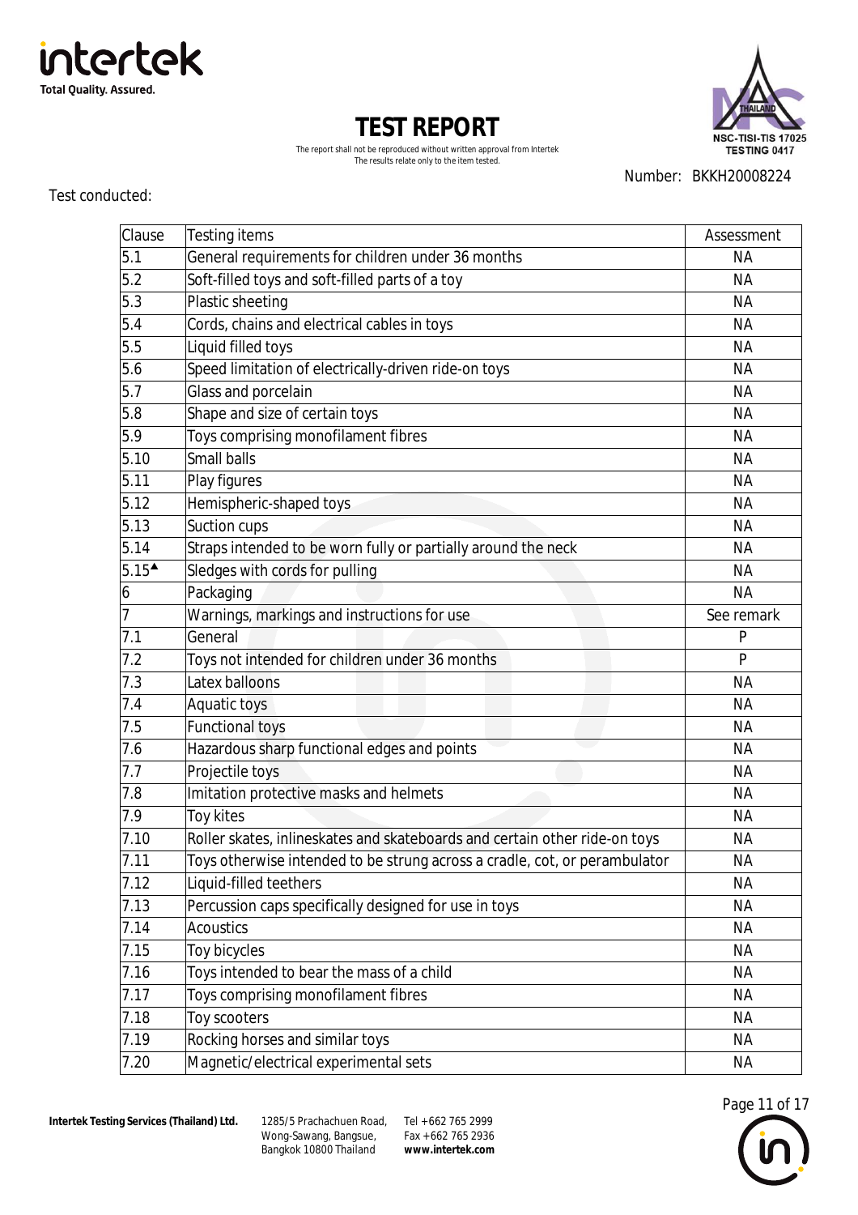# TEST REPORT

The report shall not be reproduced without written approval from Intertek
The results relate only to the item tested.

Number: BKKH20008224

Test conducted:

| Clause | Testing items | Assessment |
|---|---|---|
| 5.1 | General requirements for children under 36 months | NA |
| 5.2 | Soft-filled toys and soft-filled parts of a toy | NA |
| 5.3 | Plastic sheeting | NA |
| 5.4 | Cords, chains and electrical cables in toys | NA |
| 5.5 | Liquid filled toys | NA |
| 5.6 | Speed limitation of electrically-driven ride-on toys | NA |
| 5.7 | Glass and porcelain | NA |
| 5.8 | Shape and size of certain toys | NA |
| 5.9 | Toys comprising monofilament fibres | NA |
| 5.10 | Small balls | NA |
| 5.11 | Play figures | NA |
| 5.12 | Hemispheric-shaped toys | NA |
| 5.13 | Suction cups | NA |
| 5.14 | Straps intended to be worn fully or partially around the neck | NA |
| 5.15▲ | Sledges with cords for pulling | NA |
| 6 | Packaging | NA |
| 7 | Warnings, markings and instructions for use | See remark |
| 7.1 | General | P |
| 7.2 | Toys not intended for children under 36 months | P |
| 7.3 | Latex balloons | NA |
| 7.4 | Aquatic toys | NA |
| 7.5 | Functional toys | NA |
| 7.6 | Hazardous sharp functional edges and points | NA |
| 7.7 | Projectile toys | NA |
| 7.8 | Imitation protective masks and helmets | NA |
| 7.9 | Toy kites | NA |
| 7.10 | Roller skates, inlineskates and skateboards and certain other ride-on toys | NA |
| 7.11 | Toys otherwise intended to be strung across a cradle, cot, or perambulator | NA |
| 7.12 | Liquid-filled teethers | NA |
| 7.13 | Percussion caps specifically designed for use in toys | NA |
| 7.14 | Acoustics | NA |
| 7.15 | Toy bicycles | NA |
| 7.16 | Toys intended to bear the mass of a child | NA |
| 7.17 | Toys comprising monofilament fibres | NA |
| 7.18 | Toy scooters | NA |
| 7.19 | Rocking horses and similar toys | NA |
| 7.20 | Magnetic/electrical experimental sets | NA |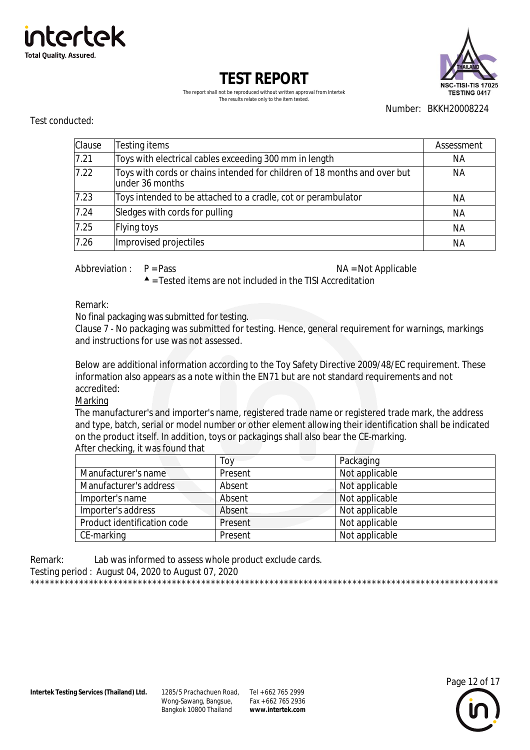# TEST REPORT

The report shall not be reproduced without written approval from Intertek
The results relate only to the item tested.

Number: BKKH20008224

Test conducted:

| Clause | Testing items | Assessment |
|---|---|---|
| 7.21 | Toys with electrical cables exceeding 300 mm in length | NA |
| 7.22 | Toys with cords or chains intended for children of 18 months and over but under 36 months | NA |
| 7.23 | Toys intended to be attached to a cradle, cot or perambulator | NA |
| 7.24 | Sledges with cords for pulling | NA |
| 7.25 | Flying toys | NA |
| 7.26 | Improvised projectiles | NA |

Abbreviation : P = Pass NA = Not Applicable
▲ = Tested items are not included in the TISI Accreditation

Remark:
No final packaging was submitted for testing.
Clause 7 - No packaging was submitted for testing. Hence, general requirement for warnings, markings and instructions for use was not assessed.

Below are additional information according to the Toy Safety Directive 2009/48/EC requirement. These information also appears as a note within the EN71 but are not standard requirements and not accredited:

<u>Marking</u>

The manufacturer's and importer's name, registered trade name or registered trade mark, the address and type, batch, serial or model number or other element allowing their identification shall be indicated on the product itself. In addition, toys or packagings shall also bear the CE-marking.
After checking, it was found that

| | Toy | Packaging |
|---|---|---|
| Manufacturer's name | Present | Not applicable |
| Manufacturer's address | Absent | Not applicable |
| Importer's name | Absent | Not applicable |
| Importer's address | Absent | Not applicable |
| Product identification code | Present | Not applicable |
| CE-marking | Present | Not applicable |

Remark: Lab was informed to assess whole product exclude cards.
Testing period : August 04, 2020 to August 07, 2020
**********************************************************************************************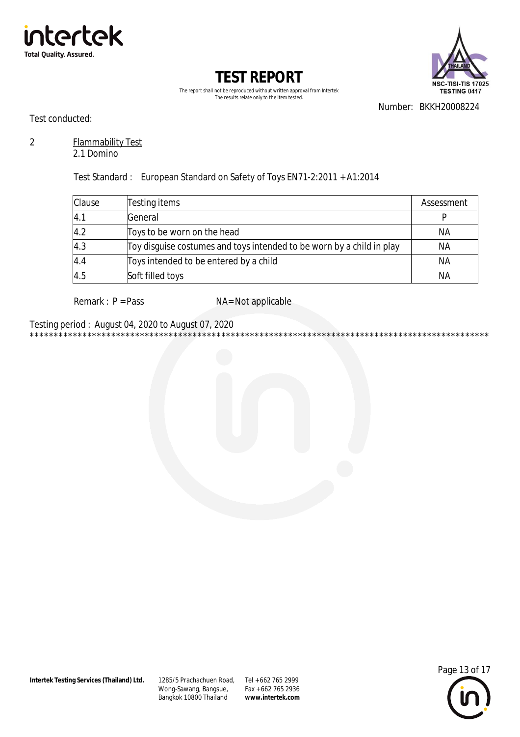# TEST REPORT

The report shall not be reproduced without written approval from Intertek
The results relate only to the item tested.

Number: BKKH20008224

Test conducted:

2 Flammability Test
2.1 Domino

Test Standard : European Standard on Safety of Toys EN71-2:2011 + A1:2014

| Clause | Testing items | Assessment |
|---|---|---|
| 4.1 | General | P |
| 4.2 | Toys to be worn on the head | NA |
| 4.3 | Toy disguise costumes and toys intended to be worn by a child in play | NA |
| 4.4 | Toys intended to be entered by a child | NA |
| 4.5 | Soft filled toys | NA |

Remark : P = Pass NA= Not applicable

Testing period : August 04, 2020 to August 07, 2020

****************************************************************************************************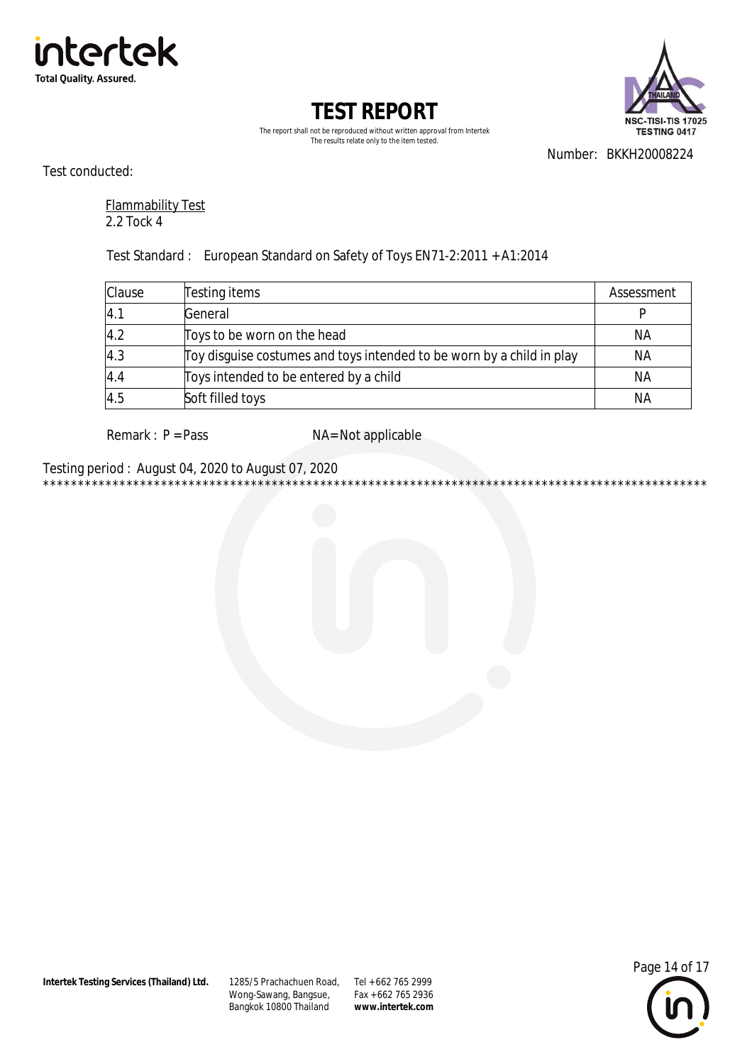# TEST REPORT

The report shall not be reproduced without written approval from Intertek
The results relate only to the item tested.

Number: BKKH20008224

Test conducted:

Flammability Test
2.2 Tock 4

Test Standard : European Standard on Safety of Toys EN71-2:2011 +A1:2014

| Clause | Testing items | Assessment |
|---|---|---|
| 4.1 | General | P |
| 4.2 | Toys to be worn on the head | NA |
| 4.3 | Toy disguise costumes and toys intended to be worn by a child in play | NA |
| 4.4 | Toys intended to be entered by a child | NA |
| 4.5 | Soft filled toys | NA |

Remark : P = Pass NA= Not applicable

Testing period : August 04, 2020 to August 07, 2020
*****************************************************************************************************

**Intertek Testing Services (Thailand) Ltd.** 1285/5 Prachachuen Road, Wong-Sawang, Bangsue, Bangkok 10800 Thailand Tel +662 765 2999 Fax +662 765 2936 **www.intertek.com**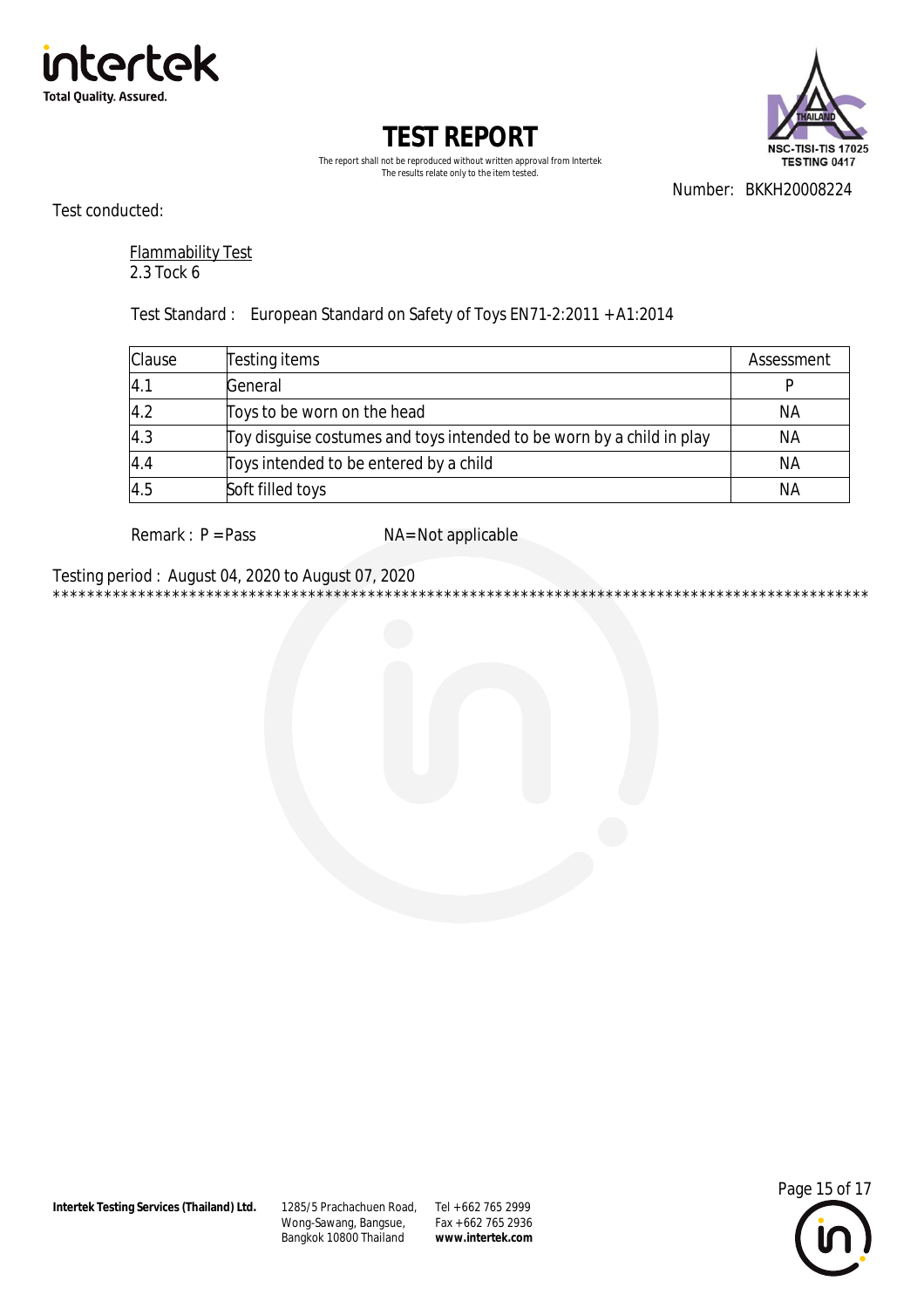# TEST REPORT

The report shall not be reproduced without written approval from Intertek
The results relate only to the item tested.

Number: BKKH20008224

Test conducted:

<u>Flammability Test</u>
2.3 Tock 6

Test Standard : European Standard on Safety of Toys EN71-2:2011 + A1:2014

| Clause | Testing items | Assessment |
|---|---|---|
| 4.1 | General | P |
| 4.2 | Toys to be worn on the head | NA |
| 4.3 | Toy disguise costumes and toys intended to be worn by a child in play | NA |
| 4.4 | Toys intended to be entered by a child | NA |
| 4.5 | Soft filled toys | NA |

Remark : P = Pass NA= Not applicable

Testing period : August 04, 2020 to August 07, 2020

**************************************************************************************************

**Intertek Testing Services (Thailand) Ltd.** 1285/5 Prachachuen Road, Wong-Sawang, Bangsue, Bangkok 10800 Thailand Tel +662 765 2999 Fax +662 765 2936 **www.intertek.com**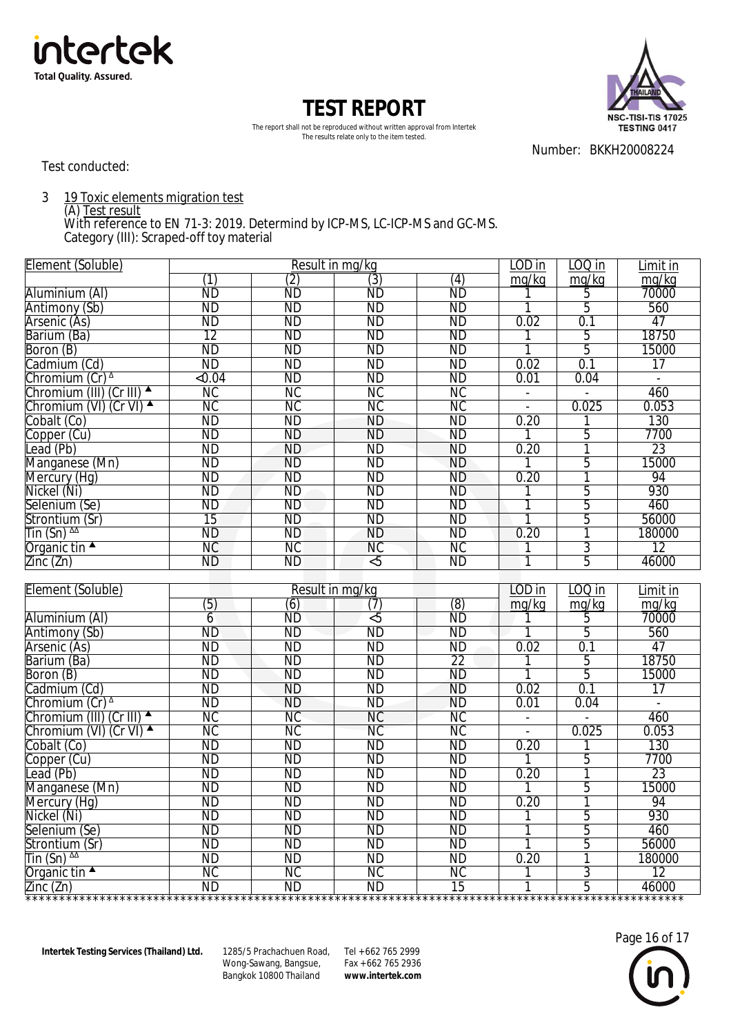# TEST REPORT

The report shall not be reproduced without written approval from Intertek
The results relate only to the item tested.

Number: BKKH20008224

Test conducted:

3 19 Toxic elements migration test

(A) Test result

With reference to EN 71-3: 2019. Determind by ICP-MS, LC-ICP-MS and GC-MS.
Category (III): Scraped-off toy material

| Element (Soluble) | Result in mg/kg | | | | LOD in | LOQ in | Limit in |
|---|---|---|---|---|---|---|---|
| | (1) | (2) | (3) | (4) | mg/kg | mg/kg | mg/kg |
| Aluminium (Al) | ND | ND | ND | ND | 1 | 5 | 70000 |
| Antimony (Sb) | ND | ND | ND | ND | 1 | 5 | 560 |
| Arsenic (As) | ND | ND | ND | ND | 0.02 | 0.1 | 47 |
| Barium (Ba) | 12 | ND | ND | ND | 1 | 5 | 18750 |
| Boron (B) | ND | ND | ND | ND | 1 | 5 | 15000 |
| Cadmium (Cd) | ND | ND | ND | ND | 0.02 | 0.1 | 17 |
| Chromium (Cr) $^{\Delta}$ | <0.04 | ND | ND | ND | 0.01 | 0.04 | - |
| Chromium (III) (Cr III) ▲ | NC | NC | NC | NC | - | - | 460 |
| Chromium (VI) (Cr VI) ▲ | NC | NC | NC | NC | - | 0.025 | 0.053 |
| Cobalt (Co) | ND | ND | ND | ND | 0.20 | 1 | 130 |
| Copper (Cu) | ND | ND | ND | ND | 1 | 5 | 7700 |
| Lead (Pb) | ND | ND | ND | ND | 0.20 | 1 | 23 |
| Manganese (Mn) | ND | ND | ND | ND | 1 | 5 | 15000 |
| Mercury (Hg) | ND | ND | ND | ND | 0.20 | 1 | 94 |
| Nickel (Ni) | ND | ND | ND | ND | 1 | 5 | 930 |
| Selenium (Se) | ND | ND | ND | ND | 1 | 5 | 460 |
| Strontium (Sr) | 15 | ND | ND | ND | 1 | 5 | 56000 |
| Tin (Sn) $^{\Delta\Delta}$ | ND | ND | ND | ND | 0.20 | 1 | 180000 |
| Organic tin ▲ | NC | NC | NC | NC | 1 | 3 | 12 |
| Zinc (Zn) | ND | ND | <5 | ND | 1 | 5 | 46000 |

| Element (Soluble) | Result in mg/kg | | | | LOD in | LOQ in | Limit in |
|---|---|---|---|---|---|---|---|
| | (5) | (6) | (7) | (8) | mg/kg | mg/kg | mg/kg |
| Aluminium (Al) | 6 | ND | <5 | ND | 1 | 5 | 70000 |
| Antimony (Sb) | ND | ND | ND | ND | 1 | 5 | 560 |
| Arsenic (As) | ND | ND | ND | ND | 0.02 | 0.1 | 47 |
| Barium (Ba) | ND | ND | ND | 22 | 1 | 5 | 18750 |
| Boron (B) | ND | ND | ND | ND | 1 | 5 | 15000 |
| Cadmium (Cd) | ND | ND | ND | ND | 0.02 | 0.1 | 17 |
| Chromium (Cr) $^{\Delta}$ | ND | ND | ND | ND | 0.01 | 0.04 | - |
| Chromium (III) (Cr III) ▲ | NC | NC | NC | NC | - | - | 460 |
| Chromium (VI) (Cr VI) ▲ | NC | NC | NC | NC | - | 0.025 | 0.053 |
| Cobalt (Co) | ND | ND | ND | ND | 0.20 | 1 | 130 |
| Copper (Cu) | ND | ND | ND | ND | 1 | 5 | 7700 |
| Lead (Pb) | ND | ND | ND | ND | 0.20 | 1 | 23 |
| Manganese (Mn) | ND | ND | ND | ND | 1 | 5 | 15000 |
| Mercury (Hg) | ND | ND | ND | ND | 0.20 | 1 | 94 |
| Nickel (Ni) | ND | ND | ND | ND | 1 | 5 | 930 |
| Selenium (Se) | ND | ND | ND | ND | 1 | 5 | 460 |
| Strontium (Sr) | ND | ND | ND | ND | 1 | 5 | 56000 |
| Tin (Sn) $^{\Delta\Delta}$ | ND | ND | ND | ND | 0.20 | 1 | 180000 |
| Organic tin ▲ | NC | NC | NC | NC | 1 | 3 | 12 |
| Zinc (Zn) | ND | ND | ND | 15 | 1 | 5 | 46000 |

************************************************************************************************

**Intertek Testing Services (Thailand) Ltd.** 1285/5 Prachachuen Road, Wong-Sawang, Bangsue, Bangkok 10800 Thailand Tel +662 765 2999 Fax +662 765 2936 **www.intertek.com**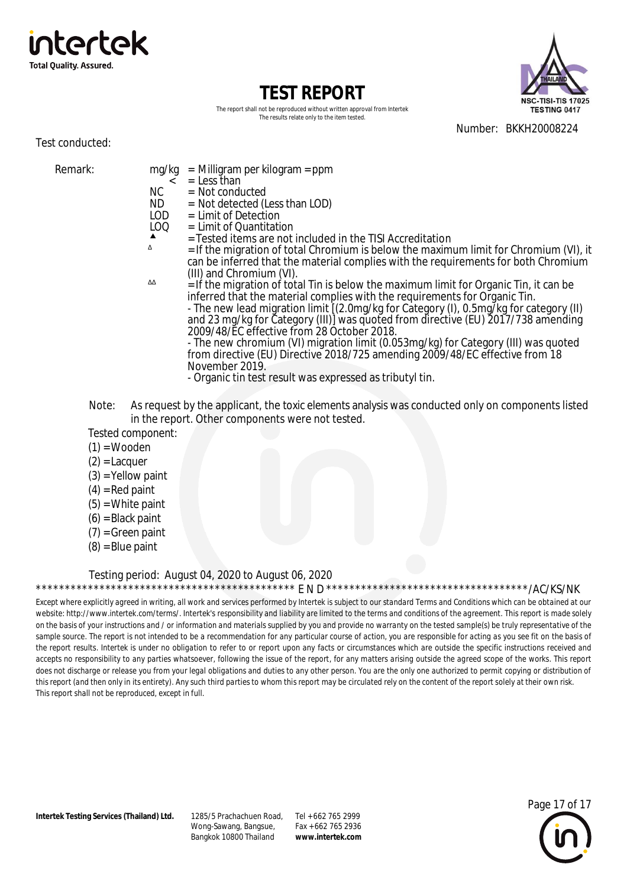# TEST REPORT

The report shall not be reproduced without written approval from Intertek
The results relate only to the item tested.

Number: BKKH20008224

Test conducted:

Remark:

| | | |
|---|---|---|
| mg/kg | = | Milligram per kilogram = ppm |
| < | = | Less than |
| NC | = | Not conducted |
| ND | = | Not detected (Less than LOD) |
| LOD | = | Limit of Detection |
| LOQ | = | Limit of Quantitation |
| ▲ | = | Tested items are not included in the TISI Accreditation |
| Δ | = | If the migration of total Chromium is below the maximum limit for Chromium (VI), it can be inferred that the material complies with the requirements for both Chromium (III) and Chromium (VI). |
| ΔΔ | = | If the migration of total Tin is below the maximum limit for Organic Tin, it can be inferred that the material complies with the requirements for Organic Tin. |

- The new lead migration limit [(2.0mg/kg for Category (I), 0.5mg/kg for category (II) and 23 mg/kg for Category (III)] was quoted from directive (EU) 2017/738 amending 2009/48/EC effective from 28 October 2018.
- The new chromium (VI) migration limit (0.053mg/kg) for Category (III) was quoted from directive (EU) Directive 2018/725 amending 2009/48/EC effective from 18 November 2019.
- Organic tin test result was expressed as tributyl tin.

Note: As request by the applicant, the toxic elements analysis was conducted only on components listed in the report. Other components were not tested.

Tested component:

(1) = Wooden
(2) = Lacquer
(3) = Yellow paint
(4) = Red paint
(5) = White paint
(6) = Black paint
(7) = Green paint
(8) = Blue paint

Testing period: August 04, 2020 to August 06, 2020

******************************************** E N D ***********************************/AC/KS/NK

Except where explicitly agreed in writing, all work and services performed by Intertek is subject to our standard Terms and Conditions which can be obtained at our website: http://www.intertek.com/terms/. Intertek's responsibility and liability are limited to the terms and conditions of the agreement. This report is made solely on the basis of your instructions and / or information and materials supplied by you and provide no warranty on the tested sample(s) be truly representative of the sample source. The report is not intended to be a recommendation for any particular course of action, you are responsible for acting as you see fit on the basis of the report results. Intertek is under no obligation to refer to or report upon any facts or circumstances which are outside the specific instructions received and accepts no responsibility to any parties whatsoever, following the issue of the report, for any matters arising outside the agreed scope of the works. This report does not discharge or release you from your legal obligations and duties to any other person. You are the only one authorized to permit copying or distribution of this report (and then only in its entirety). Any such third parties to whom this report may be circulated rely on the content of the report solely at their own risk. This report shall not be reproduced, except in full.

**Intertek Testing Services (Thailand) Ltd.** 1285/5 Prachachuen Road, Wong-Sawang, Bangsue, Bangkok 10800 Thailand Tel +662 765 2999 Fax +662 765 2936 **www.intertek.com**